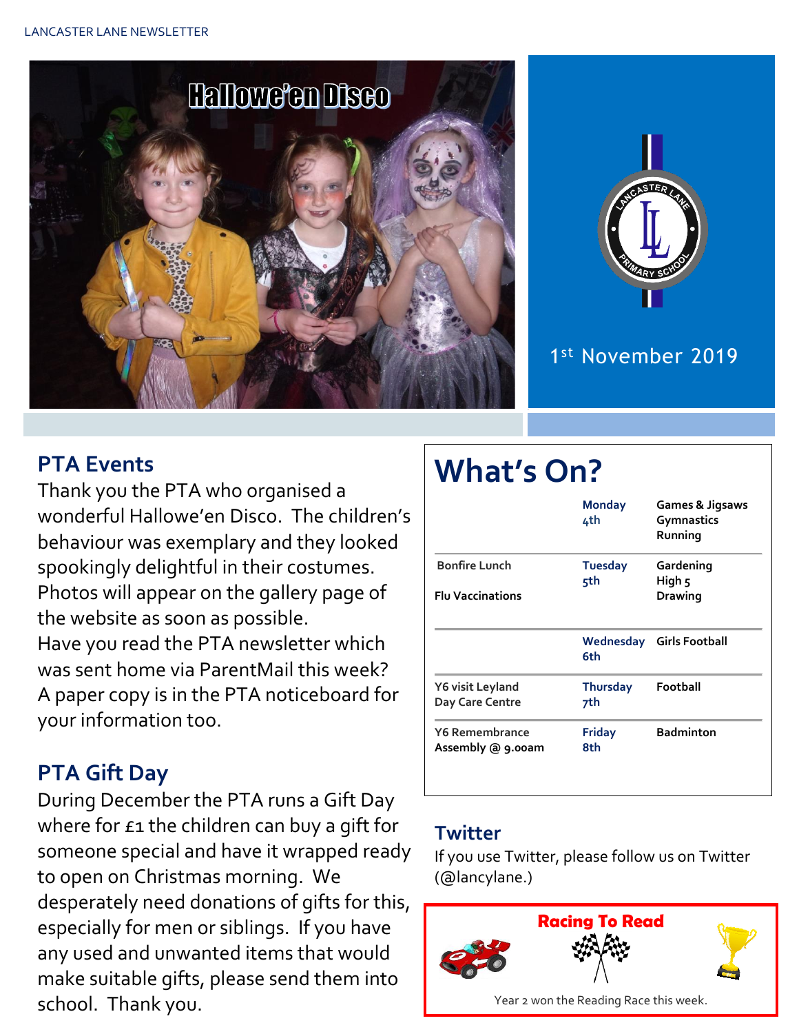Hallowe'en Disco

1st November 2019

## PTA Events

Thank you the PTA who organised a wonderful Hallowe'en Disco. The children's behaviour was exemplary and they looked spookingly delightful in their costumes. Photos will appear on the gallery page of the website as soon as possible.

Have you read the PTA newsletter which was sent home via ParentMail this week? A paper copy is in the PTA noticeboard for your information too.

## PTA Gift Day

During December the PTA runs a Gift Day where for £1 the children can buy a gift for someone special and have it wrapped ready to open on Christmas morning. We desperately need donations of gifts for this, especially for men or siblings. If you have any used and unwanted items that would make suitable gifts, please send them into school. Thank you.

# What's On?

| Event | Day | Clubs |
|---|---|---|
| | Monday 4th | Games & Jigsaws<br>Gymnastics<br>Running |
| Bonfire Lunch<br>Flu Vaccinations | Tuesday 5th | Gardening<br>High 5<br>Drawing |
| | Wednesday 6th | Girls Football |
| Y6 visit Leyland Day Care Centre | Thursday 7th | Football |
| Y6 Remembrance Assembly @ 9.00am | Friday 8th | Badminton |

## Twitter

If you use Twitter, please follow us on Twitter (@lancylane.)

**Racing To Read**

Year 2 won the Reading Race this week.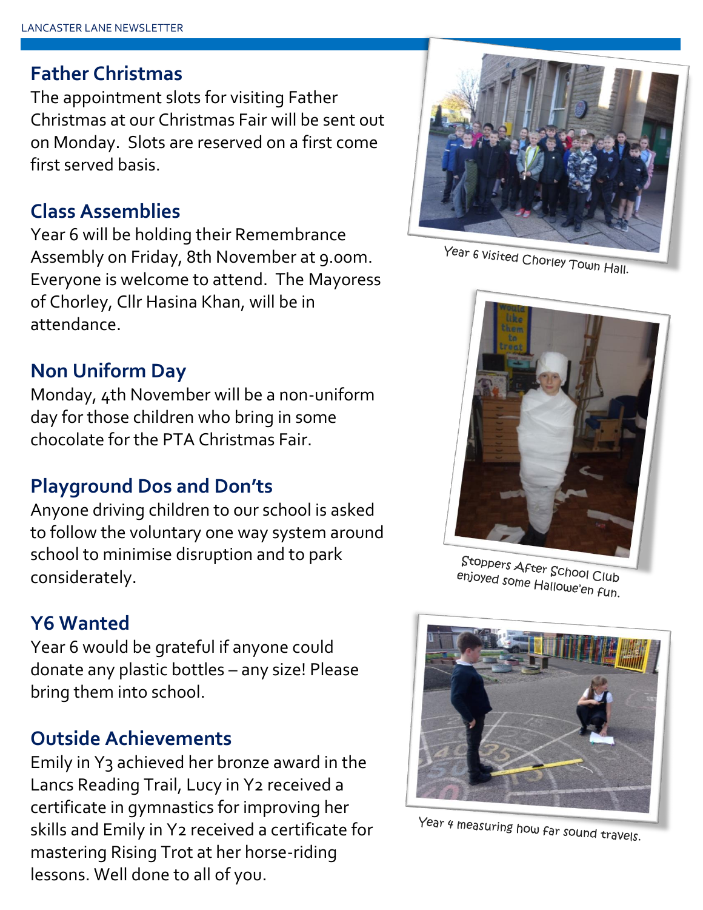## Father Christmas

The appointment slots for visiting Father Christmas at our Christmas Fair will be sent out on Monday. Slots are reserved on a first come first served basis.

## Class Assemblies

Year 6 will be holding their Remembrance Assembly on Friday, 8th November at 9.00m. Everyone is welcome to attend. The Mayoress of Chorley, Cllr Hasina Khan, will be in attendance.

## Non Uniform Day

Monday, 4th November will be a non-uniform day for those children who bring in some chocolate for the PTA Christmas Fair.

## Playground Dos and Don'ts

Anyone driving children to our school is asked to follow the voluntary one way system around school to minimise disruption and to park considerately.

## Y6 Wanted

Year 6 would be grateful if anyone could donate any plastic bottles – any size! Please bring them into school.

## Outside Achievements

Emily in Y3 achieved her bronze award in the Lancs Reading Trail, Lucy in Y2 received a certificate in gymnastics for improving her skills and Emily in Y2 received a certificate for mastering Rising Trot at her horse-riding lessons. Well done to all of you.

Year 6 visited Chorley Town Hall.

Stoppers After School Club enjoyed some Hallowe'en fun.

Year 4 measuring how far sound travels.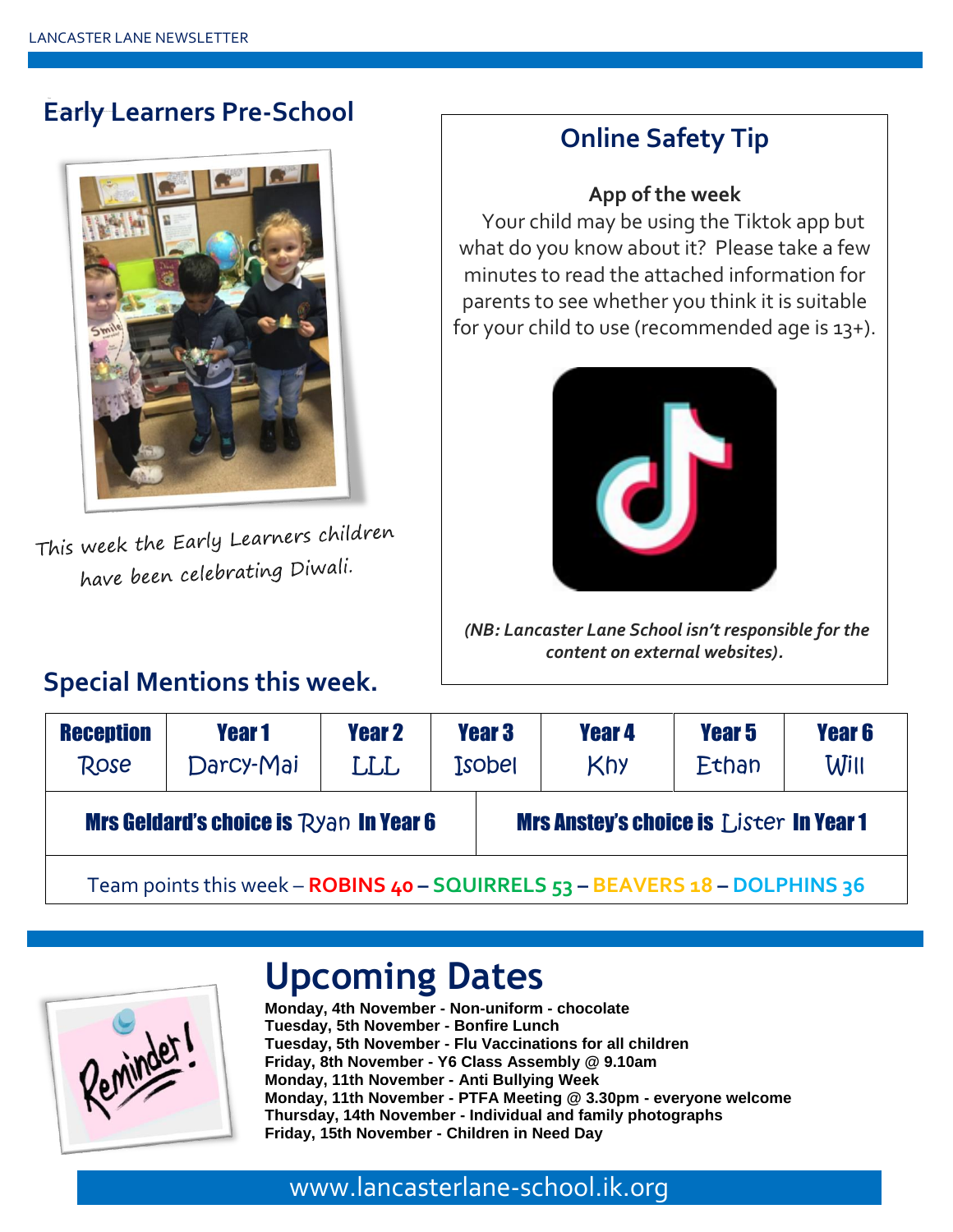## Early Learners Pre-School

This week the Early Learners children have been celebrating Diwali.

## Online Safety Tip

**App of the week**

Your child may be using the Tiktok app but what do you know about it? Please take a few minutes to read the attached information for parents to see whether you think it is suitable for your child to use (recommended age is 13+).

***(NB: Lancaster Lane School isn't responsible for the content on external websites).***

## Special Mentions this week.

| Reception | Year 1 | Year 2 | Year 3 | Year 4 | Year 5 | Year 6 |
|---|---|---|---|---|---|---|
| Rose | Darcy-Mai | LLL | Isobel | Khy | Ethan | Will |

**Mrs Geldard's choice is** Ryan **In Year 6**

**Mrs Anstey's choice is** Lister **In Year 1**

Team points this week – **ROBINS 40** – **SQUIRRELS 53** – **BEAVERS 18** – **DOLPHINS 36**

# Upcoming Dates

**Monday, 4th November - Non-uniform - chocolate**
**Tuesday, 5th November - Bonfire Lunch**
**Tuesday, 5th November - Flu Vaccinations for all children**
**Friday, 8th November - Y6 Class Assembly @ 9.10am**
**Monday, 11th November - Anti Bullying Week**
**Monday, 11th November - PTFA Meeting @ 3.30pm - everyone welcome**
**Thursday, 14th November - Individual and family photographs**
**Friday, 15th November - Children in Need Day**

www.lancasterlane-school.ik.org